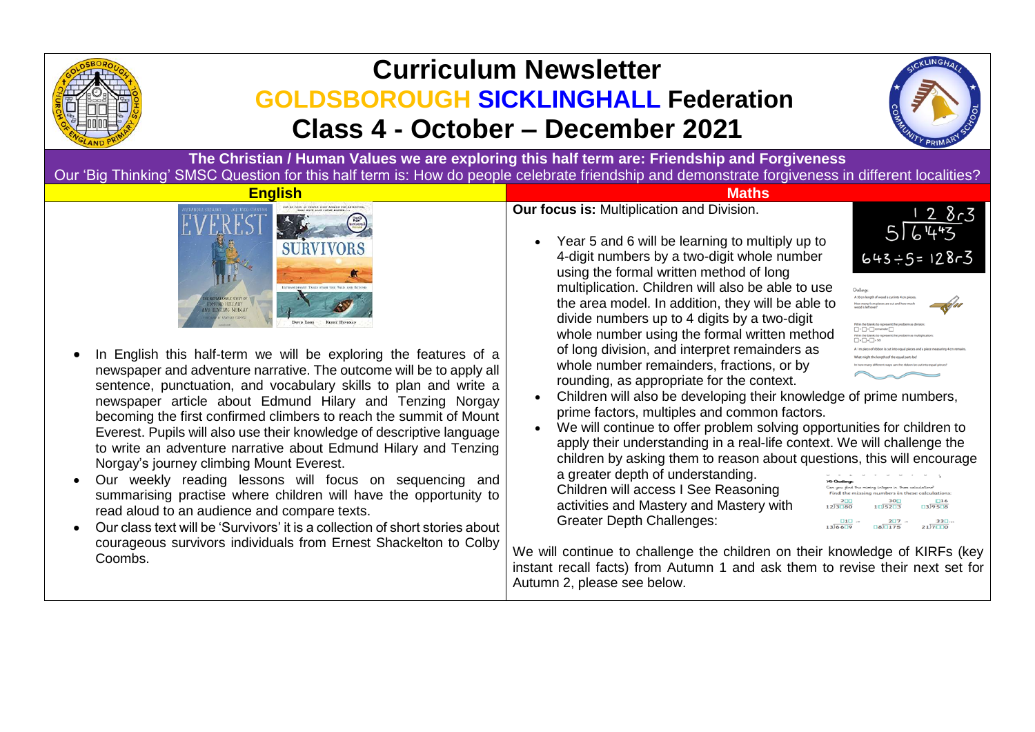# Curriculum Newsletter

## GOLDSBOROUGH SICKLINGHALL Federation

## Class 4 - October – December 2021

**The Christian / Human Values we are exploring this half term are: Friendship and Forgiveness**

Our 'Big Thinking' SMSC Question for this half term is: How do people celebrate friendship and demonstrate forgiveness in different localities?

### English

- In English this half-term we will be exploring the features of a newspaper and adventure narrative. The outcome will be to apply all sentence, punctuation, and vocabulary skills to plan and write a newspaper article about Edmund Hilary and Tenzing Norgay becoming the first confirmed climbers to reach the summit of Mount Everest. Pupils will also use their knowledge of descriptive language to write an adventure narrative about Edmund Hilary and Tenzing Norgay's journey climbing Mount Everest.
- Our weekly reading lessons will focus on sequencing and summarising practise where children will have the opportunity to read aloud to an audience and compare texts.
- Our class text will be 'Survivors' it is a collection of short stories about courageous survivors individuals from Ernest Shackelton to Colby Coombs.

### Maths

**Our focus is:** Multiplication and Division.

- Year 5 and 6 will be learning to multiply up to 4-digit numbers by a two-digit whole number using the formal written method of long multiplication. Children will also be able to use the area model. In addition, they will be able to divide numbers up to 4 digits by a two-digit whole number using the formal written method of long division, and interpret remainders as whole number remainders, fractions, or by rounding, as appropriate for the context.
- Children will also be developing their knowledge of prime numbers, prime factors, multiples and common factors.
- We will continue to offer problem solving opportunities for children to apply their understanding in a real-life context. We will challenge the children by asking them to reason about questions, this will encourage a greater depth of understanding. Children will access I See Reasoning activities and Mastery and Mastery with Greater Depth Challenges:

$643 \div 5 = 128r3$

We will continue to challenge the children on their knowledge of KIRFs (key instant recall facts) from Autumn 1 and ask them to revise their next set for Autumn 2, please see below.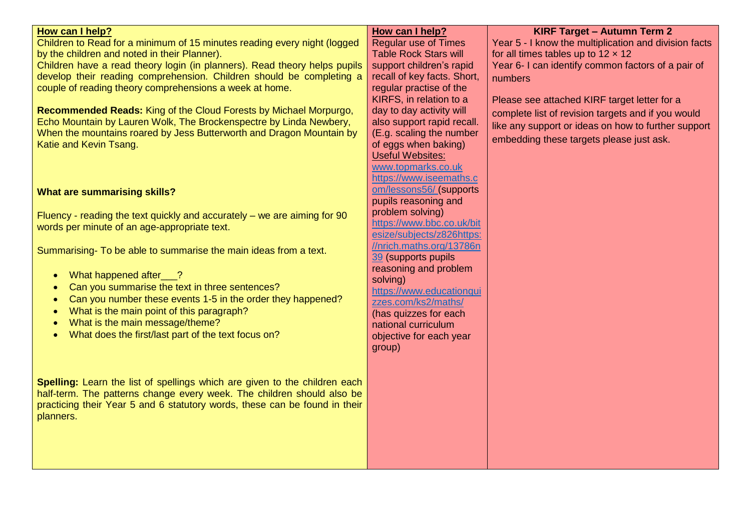**How can I help?**

Children to Read for a minimum of 15 minutes reading every night (logged by the children and noted in their Planner).

Children have a read theory login (in planners). Read theory helps pupils develop their reading comprehension. Children should be completing a couple of reading theory comprehensions a week at home.

**Recommended Reads:** King of the Cloud Forests by Michael Morpurgo, Echo Mountain by Lauren Wolk, The Brockenspectre by Linda Newbery, When the mountains roared by Jess Butterworth and Dragon Mountain by Katie and Kevin Tsang.

**What are summarising skills?**

Fluency - reading the text quickly and accurately – we are aiming for 90 words per minute of an age-appropriate text.

Summarising- To be able to summarise the main ideas from a text.

- What happened after___?
- Can you summarise the text in three sentences?
- Can you number these events 1-5 in the order they happened?
- What is the main point of this paragraph?
- What is the main message/theme?
- What does the first/last part of the text focus on?

**Spelling:** Learn the list of spellings which are given to the children each half-term. The patterns change every week. The children should also be practicing their Year 5 and 6 statutory words, these can be found in their planners.

**How can I help?**

Regular use of Times Table Rock Stars will support children's rapid recall of key facts. Short, regular practise of the KIRFS, in relation to a day to day activity will also support rapid recall. (E.g. scaling the number of eggs when baking)

Useful Websites:

www.topmarks.co.uk

https://www.iseemaths.com/lessons56/ (supports pupils reasoning and problem solving)

https://www.bbc.co.uk/bitesize/subjects/z826https://nrich.maths.org/1378639 (supports pupils reasoning and problem solving)

https://www.educationquizzes.com/ks2/maths/ (has quizzes for each national curriculum objective for each year group)

**KIRF Target – Autumn Term 2**

Year 5 - I know the multiplication and division facts for all times tables up to 12 × 12

Year 6- I can identify common factors of a pair of numbers

Please see attached KIRF target letter for a complete list of revision targets and if you would like any support or ideas on how to further support embedding these targets please just ask.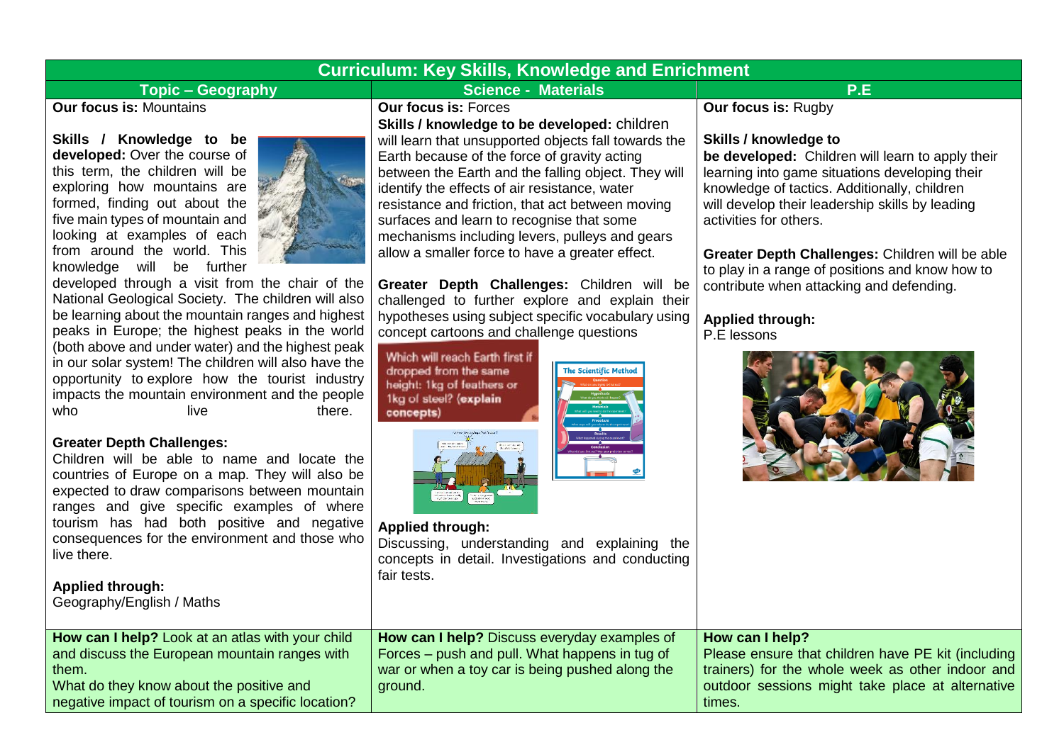# Curriculum: Key Skills, Knowledge and Enrichment

| Topic – Geography | Science - Materials | P.E |
|---|---|---|
| **Our focus is:** Mountains<br><br>**Skills / Knowledge to be developed:** Over the course of this term, the children will be exploring how mountains are formed, finding out about the five main types of mountain and looking at examples of each from around the world. This knowledge will be further developed through a visit from the chair of the National Geological Society. The children will also be learning about the mountain ranges and highest peaks in Europe; the highest peaks in the world (both above and under water) and the highest peak in our solar system! The children will also have the opportunity to explore how the tourist industry impacts the mountain environment and the people who live there.<br><br>**Greater Depth Challenges:**<br>Children will be able to name and locate the countries of Europe on a map. They will also be expected to draw comparisons between mountain ranges and give specific examples of where tourism has had both positive and negative consequences for the environment and those who live there.<br><br>**Applied through:**<br>Geography/English / Maths | **Our focus is:** Forces<br>**Skills / knowledge to be developed:** children will learn that unsupported objects fall towards the Earth because of the force of gravity acting between the Earth and the falling object. They will identify the effects of air resistance, water resistance and friction, that act between moving surfaces and learn to recognise that some mechanisms including levers, pulleys and gears allow a smaller force to have a greater effect.<br><br>**Greater Depth Challenges:** Children will be challenged to further explore and explain their hypotheses using subject specific vocabulary using concept cartoons and challenge questions<br><br>Which will reach Earth first if dropped from the same height: 1kg of feathers or 1kg of steel? **(explain concepts)**<br><br>**Applied through:**<br>Discussing, understanding and explaining the concepts in detail. Investigations and conducting fair tests. | **Our focus is:** Rugby<br><br>**Skills / knowledge to be developed:** Children will learn to apply their learning into game situations developing their knowledge of tactics. Additionally, children will develop their leadership skills by leading activities for others.<br><br>**Greater Depth Challenges:** Children will be able to play in a range of positions and know how to contribute when attacking and defending.<br><br>**Applied through:**<br>P.E lessons |
| **How can I help?** Look at an atlas with your child and discuss the European mountain ranges with them.<br>What do they know about the positive and negative impact of tourism on a specific location? | **How can I help?** Discuss everyday examples of Forces – push and pull. What happens in tug of war or when a toy car is being pushed along the ground. | **How can I help?**<br>Please ensure that children have PE kit (including trainers) for the whole week as other indoor and outdoor sessions might take place at alternative times. |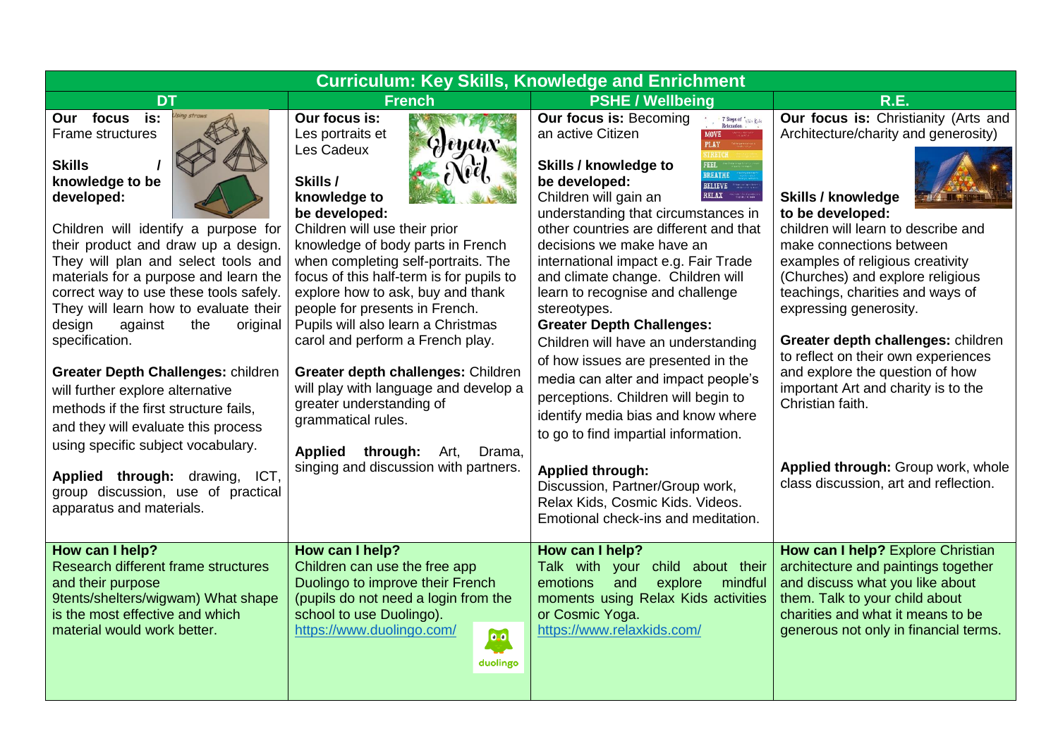| Curriculum: Key Skills, Knowledge and Enrichment | | | |
|---|---|---|---|
| **DT** | **French** | **PSHE / Wellbeing** | **R.E.** |
| **Our focus is:** Frame structures<br><br>**Skills / knowledge to be developed:**<br><br>Children will identify a purpose for their product and draw up a design. They will plan and select tools and materials for a purpose and learn the correct way to use these tools safely. They will learn how to evaluate their design against the original specification.<br><br>**Greater Depth Challenges:** children will further explore alternative methods if the first structure fails, and they will evaluate this process using specific subject vocabulary.<br><br>**Applied through:** drawing, ICT, group discussion, use of practical apparatus and materials. | **Our focus is:** Les portraits et Les Cadeux<br><br>**Skills / knowledge to be developed:**<br>Children will use their prior knowledge of body parts in French when completing self-portraits. The focus of this half-term is for pupils to explore how to ask, buy and thank people for presents in French. Pupils will also learn a Christmas carol and perform a French play.<br><br>**Greater depth challenges:** Children will play with language and develop a greater understanding of grammatical rules.<br><br>**Applied through:** Art, Drama, singing and discussion with partners. | **Our focus is:** Becoming an active Citizen<br><br>**Skills / knowledge to be developed:**<br>Children will gain an understanding that circumstances in other countries are different and that decisions we make have an international impact e.g. Fair Trade and climate change. Children will learn to recognise and challenge stereotypes.<br>**Greater Depth Challenges:**<br>Children will have an understanding of how issues are presented in the media can alter and impact people's perceptions. Children will begin to identify media bias and know where to go to find impartial information.<br><br>**Applied through:**<br>Discussion, Partner/Group work, Relax Kids, Cosmic Kids. Videos. Emotional check-ins and meditation. | **Our focus is:** Christianity (Arts and Architecture/charity and generosity)<br><br>**Skills / knowledge to be developed:**<br>children will learn to describe and make connections between examples of religious creativity (Churches) and explore religious teachings, charities and ways of expressing generosity.<br><br>**Greater depth challenges:** children to reflect on their own experiences and explore the question of how important Art and charity is to the Christian faith.<br><br>**Applied through:** Group work, whole class discussion, art and reflection. |
| **How can I help?**<br>Research different frame structures and their purpose 9tents/shelters/wigwam) What shape is the most effective and which material would work better. | **How can I help?**<br>Children can use the free app Duolingo to improve their French (pupils do not need a login from the school to use Duolingo).<br>https://www.duolingo.com/ | **How can I help?**<br>Talk with your child about their emotions and explore mindful moments using Relax Kids activities or Cosmic Yoga.<br>https://www.relaxkids.com/ | **How can I help?** Explore Christian architecture and paintings together and discuss what you like about them. Talk to your child about charities and what it means to be generous not only in financial terms. |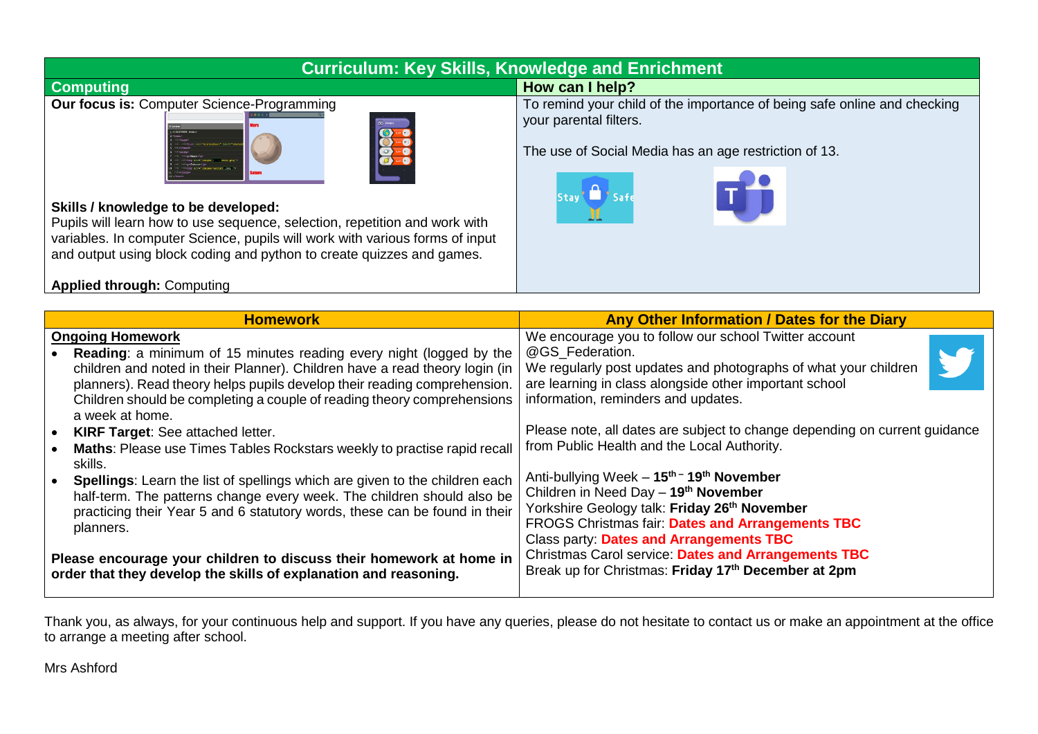## Curriculum: Key Skills, Knowledge and Enrichment

### Computing

**Our focus is:** Computer Science-Programming

**Skills / knowledge to be developed:**
Pupils will learn how to use sequence, selection, repetition and work with variables. In computer Science, pupils will work with various forms of input and output using block coding and python to create quizzes and games.

**Applied through:** Computing

### How can I help?

To remind your child of the importance of being safe online and checking your parental filters.

The use of Social Media has an age restriction of 13.

### Homework

**Ongoing Homework**

- **Reading**: a minimum of 15 minutes reading every night (logged by the children and noted in their Planner). Children have a read theory login (in planners). Read theory helps pupils develop their reading comprehension. Children should be completing a couple of reading theory comprehensions a week at home.
- **KIRF Target**: See attached letter.
- **Maths**: Please use Times Tables Rockstars weekly to practise rapid recall skills.
- **Spellings**: Learn the list of spellings which are given to the children each half-term. The patterns change every week. The children should also be practicing their Year 5 and 6 statutory words, these can be found in their planners.

**Please encourage your children to discuss their homework at home in order that they develop the skills of explanation and reasoning.**

### Any Other Information / Dates for the Diary

We encourage you to follow our school Twitter account @GS_Federation.
We regularly post updates and photographs of what your children are learning in class alongside other important school information, reminders and updates.

Please note, all dates are subject to change depending on current guidance from Public Health and the Local Authority.

Anti-bullying Week – **15th – 19th November**
Children in Need Day – **19th November**
Yorkshire Geology talk: **Friday 26th November**
FROGS Christmas fair: **Dates and Arrangements TBC**
Class party: **Dates and Arrangements TBC**
Christmas Carol service: **Dates and Arrangements TBC**
Break up for Christmas: **Friday 17th December at 2pm**

Thank you, as always, for your continuous help and support. If you have any queries, please do not hesitate to contact us or make an appointment at the office to arrange a meeting after school.

Mrs Ashford